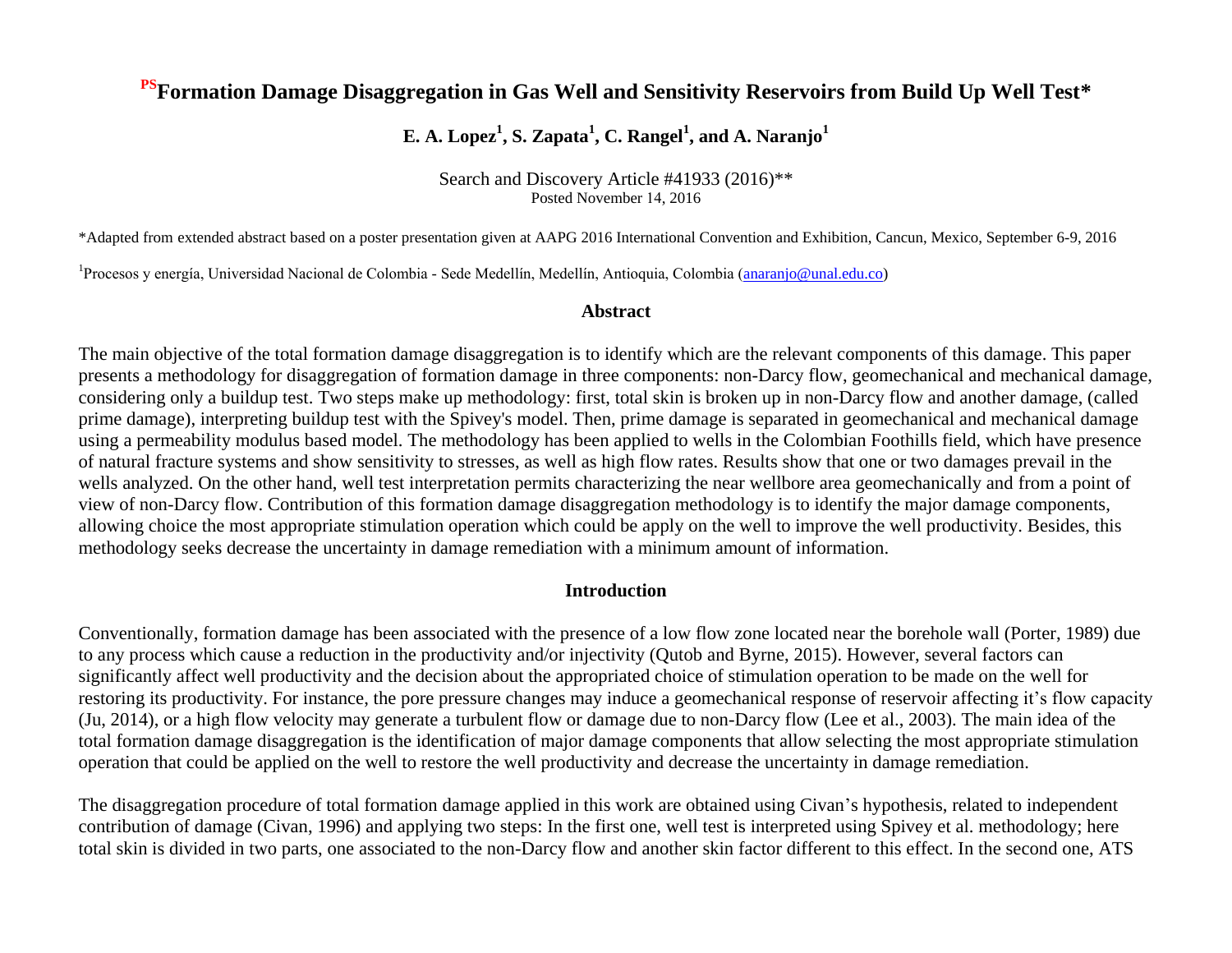# [PS]Formation Damage Disaggregation in Gas Well and Sensitivity Reservoirs from Build Up Well Test*

**E. A. Lopez[1], S. Zapata[1], C. Rangel[1], and A. Naranjo[1]**

Search and Discovery Article #41933 (2016)**
Posted November 14, 2016

*Adapted from extended abstract based on a poster presentation given at AAPG 2016 International Convention and Exhibition, Cancun, Mexico, September 6-9, 2016

[1]Procesos y energía, Universidad Nacional de Colombia - Sede Medellín, Medellín, Antioquia, Colombia (anaranjo@unal.edu.co)

## Abstract

The main objective of the total formation damage disaggregation is to identify which are the relevant components of this damage. This paper presents a methodology for disaggregation of formation damage in three components: non-Darcy flow, geomechanical and mechanical damage, considering only a buildup test. Two steps make up methodology: first, total skin is broken up in non-Darcy flow and another damage, (called prime damage), interpreting buildup test with the Spivey's model. Then, prime damage is separated in geomechanical and mechanical damage using a permeability modulus based model. The methodology has been applied to wells in the Colombian Foothills field, which have presence of natural fracture systems and show sensitivity to stresses, as well as high flow rates. Results show that one or two damages prevail in the wells analyzed. On the other hand, well test interpretation permits characterizing the near wellbore area geomechanically and from a point of view of non-Darcy flow. Contribution of this formation damage disaggregation methodology is to identify the major damage components, allowing choice the most appropriate stimulation operation which could be apply on the well to improve the well productivity. Besides, this methodology seeks decrease the uncertainty in damage remediation with a minimum amount of information.

## Introduction

Conventionally, formation damage has been associated with the presence of a low flow zone located near the borehole wall (Porter, 1989) due to any process which cause a reduction in the productivity and/or injectivity (Qutob and Byrne, 2015). However, several factors can significantly affect well productivity and the decision about the appropriated choice of stimulation operation to be made on the well for restoring its productivity. For instance, the pore pressure changes may induce a geomechanical response of reservoir affecting it's flow capacity (Ju, 2014), or a high flow velocity may generate a turbulent flow or damage due to non-Darcy flow (Lee et al., 2003). The main idea of the total formation damage disaggregation is the identification of major damage components that allow selecting the most appropriate stimulation operation that could be applied on the well to restore the well productivity and decrease the uncertainty in damage remediation.

The disaggregation procedure of total formation damage applied in this work are obtained using Civan's hypothesis, related to independent contribution of damage (Civan, 1996) and applying two steps: In the first one, well test is interpreted using Spivey et al. methodology; here total skin is divided in two parts, one associated to the non-Darcy flow and another skin factor different to this effect. In the second one, ATS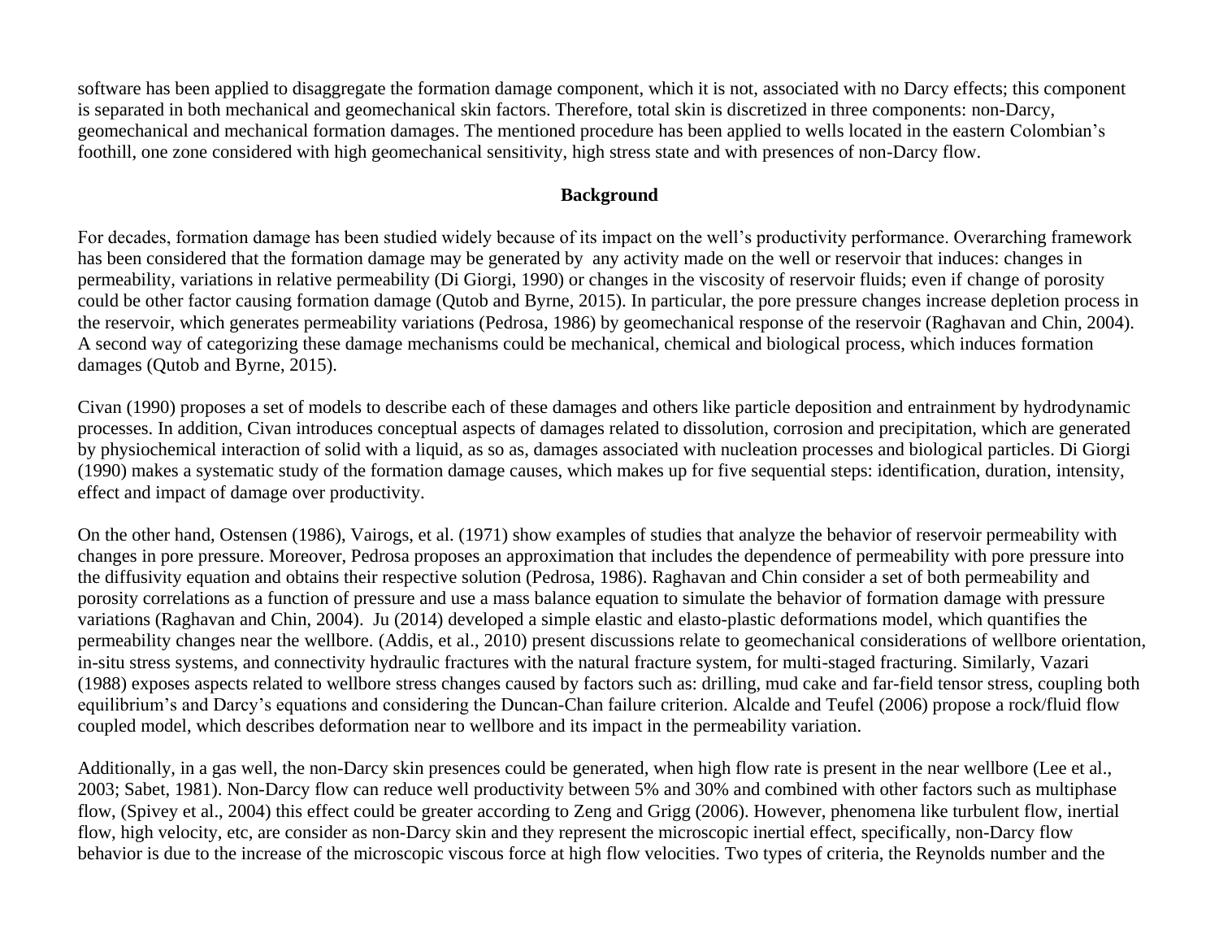software has been applied to disaggregate the formation damage component, which it is not, associated with no Darcy effects; this component is separated in both mechanical and geomechanical skin factors. Therefore, total skin is discretized in three components: non-Darcy, geomechanical and mechanical formation damages. The mentioned procedure has been applied to wells located in the eastern Colombian's foothill, one zone considered with high geomechanical sensitivity, high stress state and with presences of non-Darcy flow.

## Background

For decades, formation damage has been studied widely because of its impact on the well's productivity performance. Overarching framework has been considered that the formation damage may be generated by any activity made on the well or reservoir that induces: changes in permeability, variations in relative permeability (Di Giorgi, 1990) or changes in the viscosity of reservoir fluids; even if change of porosity could be other factor causing formation damage (Qutob and Byrne, 2015). In particular, the pore pressure changes increase depletion process in the reservoir, which generates permeability variations (Pedrosa, 1986) by geomechanical response of the reservoir (Raghavan and Chin, 2004). A second way of categorizing these damage mechanisms could be mechanical, chemical and biological process, which induces formation damages (Qutob and Byrne, 2015).

Civan (1990) proposes a set of models to describe each of these damages and others like particle deposition and entrainment by hydrodynamic processes. In addition, Civan introduces conceptual aspects of damages related to dissolution, corrosion and precipitation, which are generated by physiochemical interaction of solid with a liquid, as so as, damages associated with nucleation processes and biological particles. Di Giorgi (1990) makes a systematic study of the formation damage causes, which makes up for five sequential steps: identification, duration, intensity, effect and impact of damage over productivity.

On the other hand, Ostensen (1986), Vairogs, et al. (1971) show examples of studies that analyze the behavior of reservoir permeability with changes in pore pressure. Moreover, Pedrosa proposes an approximation that includes the dependence of permeability with pore pressure into the diffusivity equation and obtains their respective solution (Pedrosa, 1986). Raghavan and Chin consider a set of both permeability and porosity correlations as a function of pressure and use a mass balance equation to simulate the behavior of formation damage with pressure variations (Raghavan and Chin, 2004). Ju (2014) developed a simple elastic and elasto-plastic deformations model, which quantifies the permeability changes near the wellbore. (Addis, et al., 2010) present discussions relate to geomechanical considerations of wellbore orientation, in-situ stress systems, and connectivity hydraulic fractures with the natural fracture system, for multi-staged fracturing. Similarly, Vazari (1988) exposes aspects related to wellbore stress changes caused by factors such as: drilling, mud cake and far-field tensor stress, coupling both equilibrium's and Darcy's equations and considering the Duncan-Chan failure criterion. Alcalde and Teufel (2006) propose a rock/fluid flow coupled model, which describes deformation near to wellbore and its impact in the permeability variation.

Additionally, in a gas well, the non-Darcy skin presences could be generated, when high flow rate is present in the near wellbore (Lee et al., 2003; Sabet, 1981). Non-Darcy flow can reduce well productivity between 5% and 30% and combined with other factors such as multiphase flow, (Spivey et al., 2004) this effect could be greater according to Zeng and Grigg (2006). However, phenomena like turbulent flow, inertial flow, high velocity, etc, are consider as non-Darcy skin and they represent the microscopic inertial effect, specifically, non-Darcy flow behavior is due to the increase of the microscopic viscous force at high flow velocities. Two types of criteria, the Reynolds number and the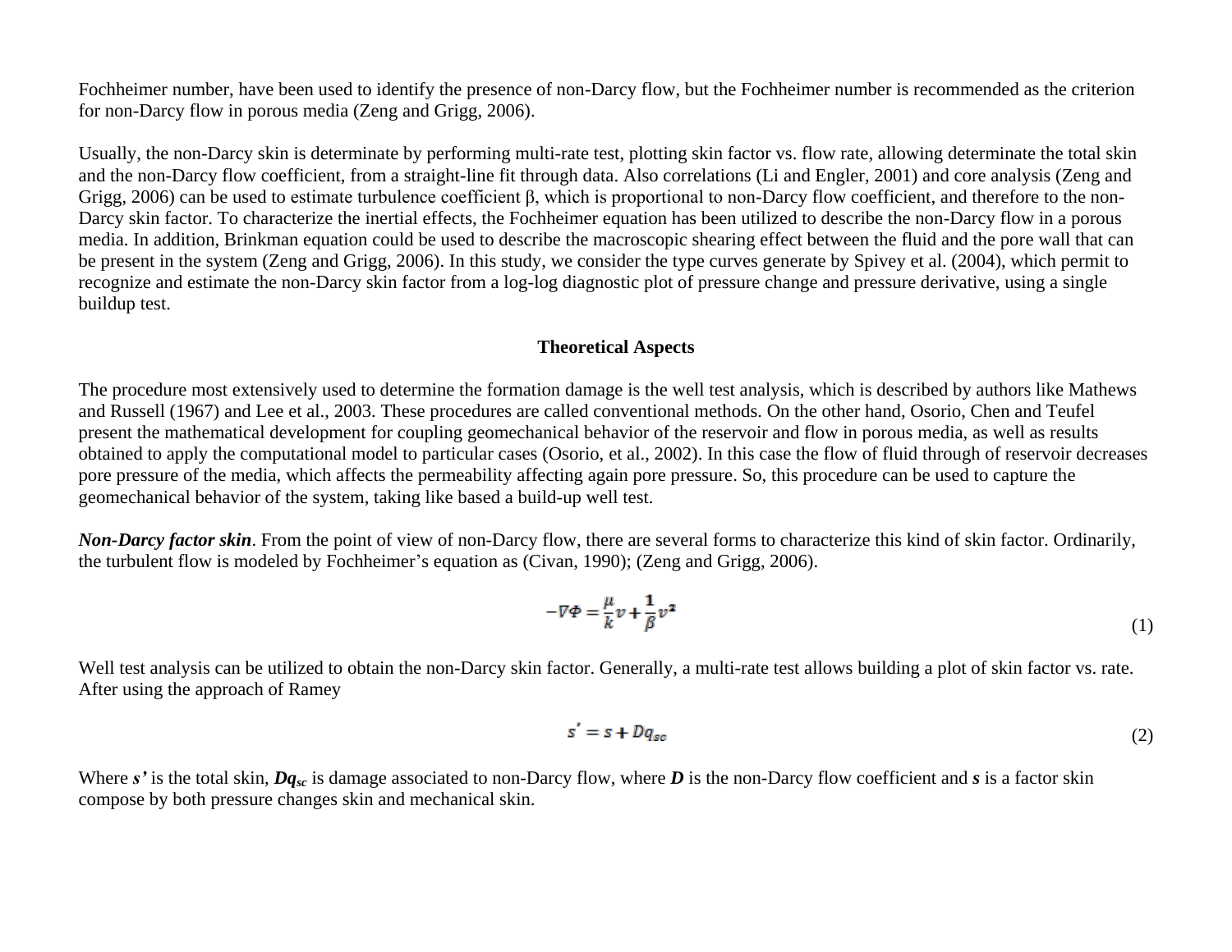Fochheimer number, have been used to identify the presence of non-Darcy flow, but the Fochheimer number is recommended as the criterion for non-Darcy flow in porous media (Zeng and Grigg, 2006).

Usually, the non-Darcy skin is determinate by performing multi-rate test, plotting skin factor vs. flow rate, allowing determinate the total skin and the non-Darcy flow coefficient, from a straight-line fit through data. Also correlations (Li and Engler, 2001) and core analysis (Zeng and Grigg, 2006) can be used to estimate turbulence coefficient β, which is proportional to non-Darcy flow coefficient, and therefore to the non-Darcy skin factor. To characterize the inertial effects, the Fochheimer equation has been utilized to describe the non-Darcy flow in a porous media. In addition, Brinkman equation could be used to describe the macroscopic shearing effect between the fluid and the pore wall that can be present in the system (Zeng and Grigg, 2006). In this study, we consider the type curves generate by Spivey et al. (2004), which permit to recognize and estimate the non-Darcy skin factor from a log-log diagnostic plot of pressure change and pressure derivative, using a single buildup test.

## Theoretical Aspects

The procedure most extensively used to determine the formation damage is the well test analysis, which is described by authors like Mathews and Russell (1967) and Lee et al., 2003. These procedures are called conventional methods. On the other hand, Osorio, Chen and Teufel present the mathematical development for coupling geomechanical behavior of the reservoir and flow in porous media, as well as results obtained to apply the computational model to particular cases (Osorio, et al., 2002). In this case the flow of fluid through of reservoir decreases pore pressure of the media, which affects the permeability affecting again pore pressure. So, this procedure can be used to capture the geomechanical behavior of the system, taking like based a build-up well test.

***Non-Darcy factor skin***. From the point of view of non-Darcy flow, there are several forms to characterize this kind of skin factor. Ordinarily, the turbulent flow is modeled by Fochheimer's equation as (Civan, 1990); (Zeng and Grigg, 2006).

$$-\nabla\Phi = \frac{\mu}{k}v + \frac{1}{\beta}v^2 \tag{1}$$

Well test analysis can be utilized to obtain the non-Darcy skin factor. Generally, a multi-rate test allows building a plot of skin factor vs. rate. After using the approach of Ramey

$$s' = s + Dq_{sc} \tag{2}$$

Where ***s'*** is the total skin, $Dq_{sc}$ is damage associated to non-Darcy flow, where ***D*** is the non-Darcy flow coefficient and ***s*** is a factor skin compose by both pressure changes skin and mechanical skin.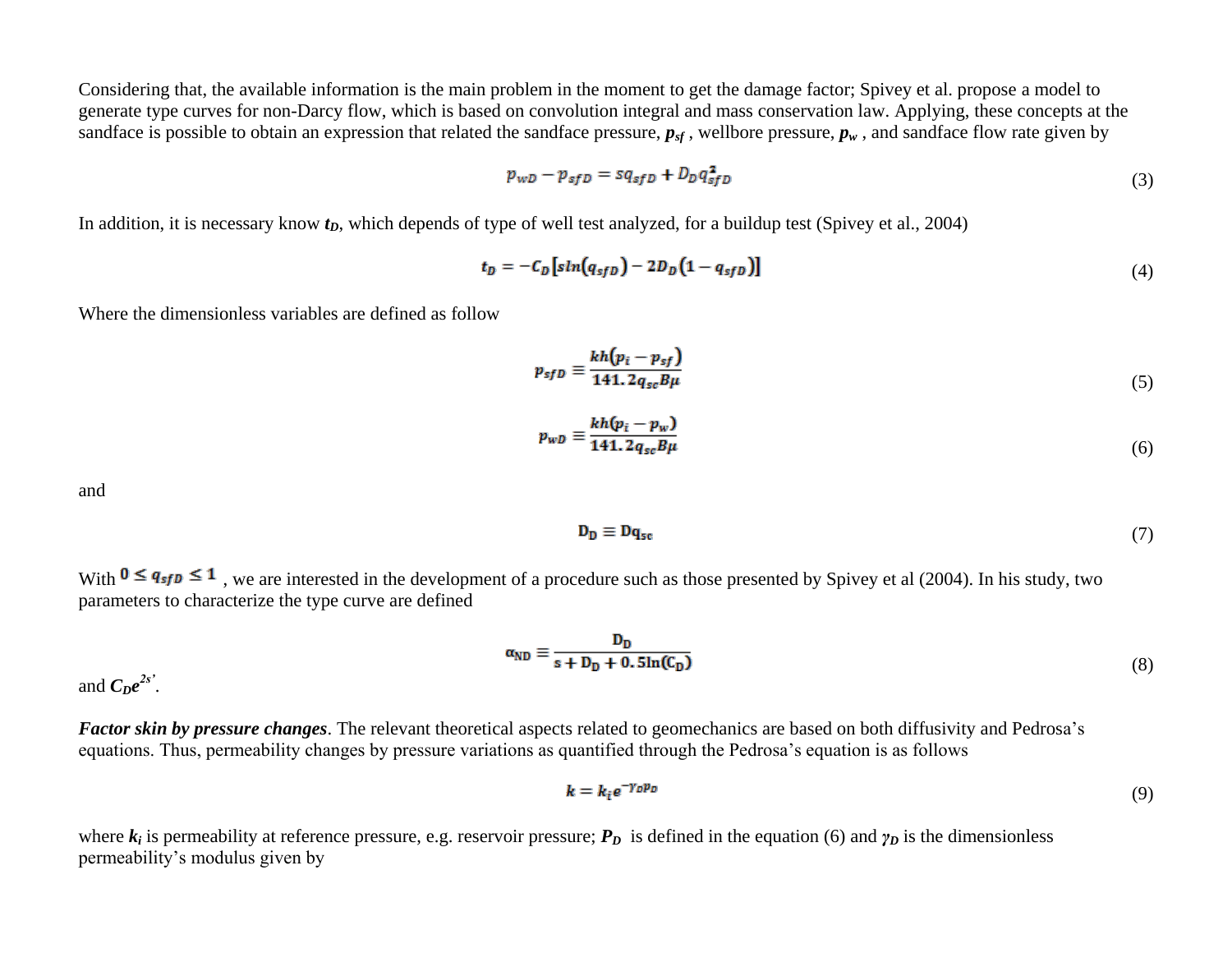Considering that, the available information is the main problem in the moment to get the damage factor; Spivey et al. propose a model to generate type curves for non-Darcy flow, which is based on convolution integral and mass conservation law. Applying, these concepts at the sandface is possible to obtain an expression that related the sandface pressure, $p_{sf}$ , wellbore pressure, $p_w$ , and sandface flow rate given by

$$p_{wD} - p_{sfD} = sq_{sfD} + D_D q_{sfD}^2 \tag{3}$$

In addition, it is necessary know $t_D$, which depends of type of well test analyzed, for a buildup test (Spivey et al., 2004)

$$t_D = -C_D\left[s\ln(q_{sfD}) - 2D_D(1 - q_{sfD})\right] \tag{4}$$

Where the dimensionless variables are defined as follow

$$p_{sfD} \equiv \frac{kh(p_i - p_{sf})}{141.2 q_{sc} B\mu} \tag{5}$$

$$p_{wD} \equiv \frac{kh(p_i - p_w)}{141.2 q_{sc} B\mu} \tag{6}$$

and

$$\mathrm{D_D} \equiv \mathrm{Dq_{sc}} \tag{7}$$

With $0 \leq q_{sfD} \leq 1$ , we are interested in the development of a procedure such as those presented by Spivey et al (2004). In his study, two parameters to characterize the type curve are defined

$$\alpha_{\mathrm{ND}} \equiv \frac{\mathrm{D_D}}{\mathrm{s} + \mathrm{D_D} + 0.5\ln(\mathrm{C_D})} \tag{8}$$

and $C_D e^{2s'}$.

***Factor skin by pressure changes***. The relevant theoretical aspects related to geomechanics are based on both diffusivity and Pedrosa's equations. Thus, permeability changes by pressure variations as quantified through the Pedrosa's equation is as follows

$$k = k_i e^{-\gamma_D p_D} \tag{9}$$

where $k_i$ is permeability at reference pressure, e.g. reservoir pressure; $P_D$ is defined in the equation (6) and $\gamma_D$ is the dimensionless permeability's modulus given by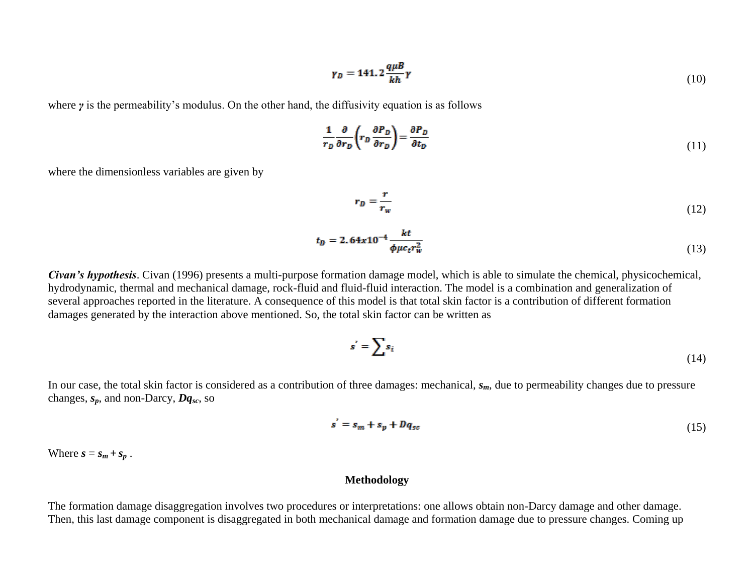$$\gamma_D = 141.2\frac{q\mu B}{kh}\gamma \tag{10}$$

where $\gamma$ is the permeability's modulus. On the other hand, the diffusivity equation is as follows

$$\frac{1}{r_D}\frac{\partial}{\partial r_D}\left(r_D\frac{\partial P_D}{\partial r_D}\right) = \frac{\partial P_D}{\partial t_D} \tag{11}$$

where the dimensionless variables are given by

$$r_D = \frac{r}{r_w} \tag{12}$$

$$t_D = 2.64x10^{-4}\frac{kt}{\phi\mu c_t r_w^2} \tag{13}$$

***Civan's hypothesis***. Civan (1996) presents a multi-purpose formation damage model, which is able to simulate the chemical, physicochemical, hydrodynamic, thermal and mechanical damage, rock-fluid and fluid-fluid interaction. The model is a combination and generalization of several approaches reported in the literature. A consequence of this model is that total skin factor is a contribution of different formation damages generated by the interaction above mentioned. So, the total skin factor can be written as

$$s' = \sum s_i \tag{14}$$

In our case, the total skin factor is considered as a contribution of three damages: mechanical, $s_m$, due to permeability changes due to pressure changes, $s_p$, and non-Darcy, $Dq_{sc}$, so

$$s' = s_m + s_p + Dq_{sc} \tag{15}$$

Where $s = s_m + s_p$ .

## Methodology

The formation damage disaggregation involves two procedures or interpretations: one allows obtain non-Darcy damage and other damage. Then, this last damage component is disaggregated in both mechanical damage and formation damage due to pressure changes. Coming up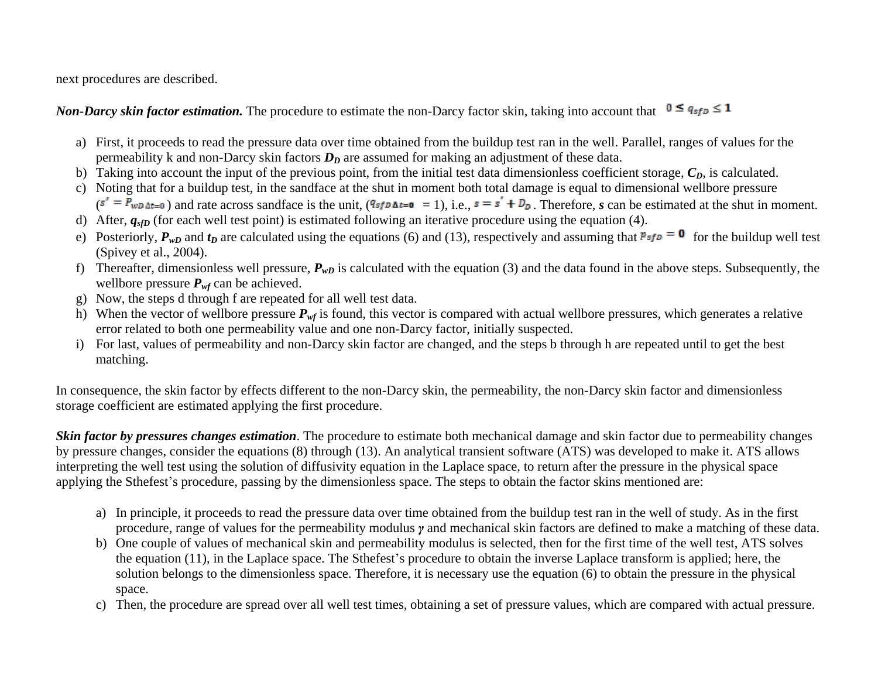next procedures are described.

***Non-Darcy skin factor estimation.*** The procedure to estimate the non-Darcy factor skin, taking into account that $0 \leq q_{sfD} \leq 1$

a) First, it proceeds to read the pressure data over time obtained from the buildup test ran in the well. Parallel, ranges of values for the permeability k and non-Darcy skin factors $\boldsymbol{D_D}$ are assumed for making an adjustment of these data.
b) Taking into account the input of the previous point, from the initial test data dimensionless coefficient storage, $\boldsymbol{C_D}$, is calculated.
c) Noting that for a buildup test, in the sandface at the shut in moment both total damage is equal to dimensional wellbore pressure ($s' = P_{wD\,\Delta t=0}$) and rate across sandface is the unit, ($q_{sfD\,\Delta t=0}$ = 1), i.e., $s = s' + D_D$. Therefore, $\boldsymbol{s}$ can be estimated at the shut in moment.
d) After, $\boldsymbol{q_{sfD}}$ (for each well test point) is estimated following an iterative procedure using the equation (4).
e) Posteriorly, $\boldsymbol{P_{wD}}$ and $\boldsymbol{t_D}$ are calculated using the equations (6) and (13), respectively and assuming that $p_{sfD} = 0$ for the buildup well test (Spivey et al., 2004).
f) Thereafter, dimensionless well pressure, $\boldsymbol{P_{wD}}$ is calculated with the equation (3) and the data found in the above steps. Subsequently, the wellbore pressure $\boldsymbol{P_{wf}}$ can be achieved.
g) Now, the steps d through f are repeated for all well test data.
h) When the vector of wellbore pressure $\boldsymbol{P_{wf}}$ is found, this vector is compared with actual wellbore pressures, which generates a relative error related to both one permeability value and one non-Darcy factor, initially suspected.
i) For last, values of permeability and non-Darcy skin factor are changed, and the steps b through h are repeated until to get the best matching.

In consequence, the skin factor by effects different to the non-Darcy skin, the permeability, the non-Darcy skin factor and dimensionless storage coefficient are estimated applying the first procedure.

***Skin factor by pressures changes estimation***. The procedure to estimate both mechanical damage and skin factor due to permeability changes by pressure changes, consider the equations (8) through (13). An analytical transient software (ATS) was developed to make it. ATS allows interpreting the well test using the solution of diffusivity equation in the Laplace space, to return after the pressure in the physical space applying the Sthefest's procedure, passing by the dimensionless space. The steps to obtain the factor skins mentioned are:

a) In principle, it proceeds to read the pressure data over time obtained from the buildup test ran in the well of study. As in the first procedure, range of values for the permeability modulus $\boldsymbol{\gamma}$ and mechanical skin factors are defined to make a matching of these data.
b) One couple of values of mechanical skin and permeability modulus is selected, then for the first time of the well test, ATS solves the equation (11), in the Laplace space. The Sthefest's procedure to obtain the inverse Laplace transform is applied; here, the solution belongs to the dimensionless space. Therefore, it is necessary use the equation (6) to obtain the pressure in the physical space.
c) Then, the procedure are spread over all well test times, obtaining a set of pressure values, which are compared with actual pressure.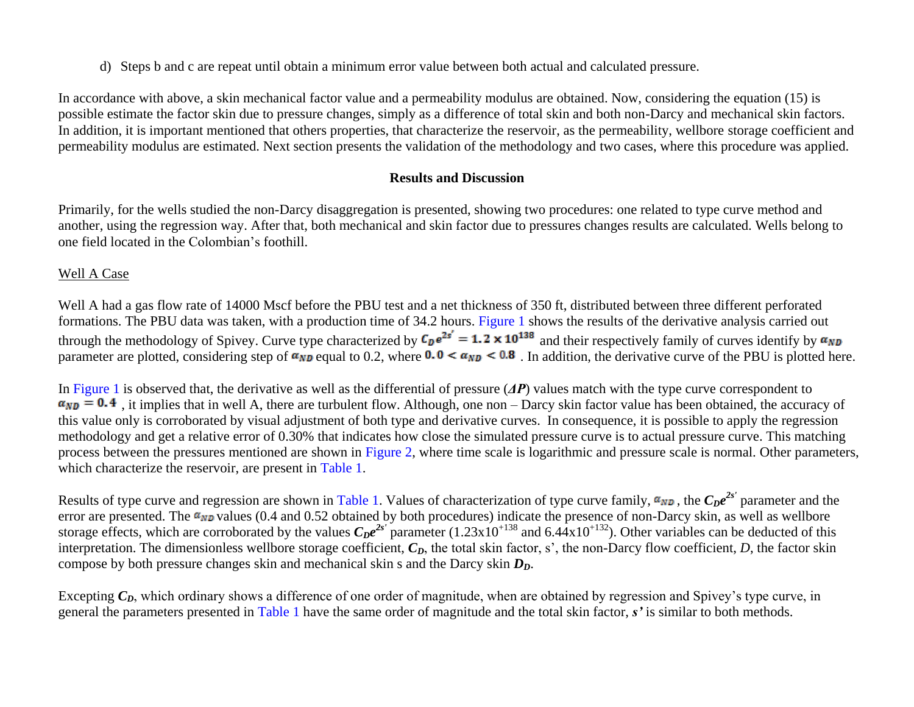d) Steps b and c are repeat until obtain a minimum error value between both actual and calculated pressure.

In accordance with above, a skin mechanical factor value and a permeability modulus are obtained. Now, considering the equation (15) is possible estimate the factor skin due to pressure changes, simply as a difference of total skin and both non-Darcy and mechanical skin factors. In addition, it is important mentioned that others properties, that characterize the reservoir, as the permeability, wellbore storage coefficient and permeability modulus are estimated. Next section presents the validation of the methodology and two cases, where this procedure was applied.

## Results and Discussion

Primarily, for the wells studied the non-Darcy disaggregation is presented, showing two procedures: one related to type curve method and another, using the regression way. After that, both mechanical and skin factor due to pressures changes results are calculated. Wells belong to one field located in the Colombian's foothill.

### Well A Case

Well A had a gas flow rate of 14000 Mscf before the PBU test and a net thickness of 350 ft, distributed between three different perforated formations. The PBU data was taken, with a production time of 34.2 hours. Figure 1 shows the results of the derivative analysis carried out through the methodology of Spivey. Curve type characterized by $C_D e^{2s'} = 1.2 \times 10^{138}$ and their respectively family of curves identify by $\alpha_{ND}$ parameter are plotted, considering step of $\alpha_{ND}$ equal to 0.2, where $0.0 < \alpha_{ND} < 0.8$ . In addition, the derivative curve of the PBU is plotted here.

In Figure 1 is observed that, the derivative as well as the differential of pressure (***ΔP***) values match with the type curve correspondent to $\alpha_{ND} = 0.4$ , it implies that in well A, there are turbulent flow. Although, one non – Darcy skin factor value has been obtained, the accuracy of this value only is corroborated by visual adjustment of both type and derivative curves. In consequence, it is possible to apply the regression methodology and get a relative error of 0.30% that indicates how close the simulated pressure curve is to actual pressure curve. This matching process between the pressures mentioned are shown in Figure 2, where time scale is logarithmic and pressure scale is normal. Other parameters, which characterize the reservoir, are present in Table 1.

Results of type curve and regression are shown in Table 1. Values of characterization of type curve family, $\alpha_{ND}$ , the $C_De^{2s'}$ parameter and the error are presented. The $\alpha_{ND}$ values (0.4 and 0.52 obtained by both procedures) indicate the presence of non-Darcy skin, as well as wellbore storage effects, which are corroborated by the values $C_De^{2s'}$ parameter ($1.23\text{x}10^{+138}$ and $6.44\text{x}10^{+132}$). Other variables can be deducted of this interpretation. The dimensionless wellbore storage coefficient, $C_D$, the total skin factor, s', the non-Darcy flow coefficient, *D*, the factor skin compose by both pressure changes skin and mechanical skin s and the Darcy skin $D_D$.

Excepting $C_D$, which ordinary shows a difference of one order of magnitude, when are obtained by regression and Spivey's type curve, in general the parameters presented in Table 1 have the same order of magnitude and the total skin factor, ***s'*** is similar to both methods.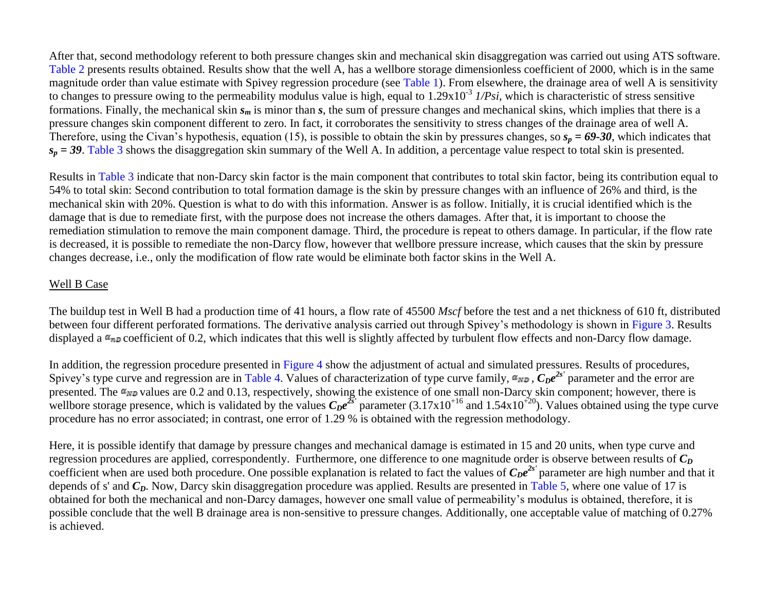After that, second methodology referent to both pressure changes skin and mechanical skin disaggregation was carried out using ATS software. Table 2 presents results obtained. Results show that the well A, has a wellbore storage dimensionless coefficient of 2000, which is in the same magnitude order than value estimate with Spivey regression procedure (see Table 1). From elsewhere, the drainage area of well A is sensitivity to changes to pressure owing to the permeability modulus value is high, equal to $1.29x10^{-3}$ *1/Psi*, which is characteristic of stress sensitive formations. Finally, the mechanical skin $s_m$ is minor than $s$, the sum of pressure changes and mechanical skins, which implies that there is a pressure changes skin component different to zero. In fact, it corroborates the sensitivity to stress changes of the drainage area of well A. Therefore, using the Civan's hypothesis, equation (15), is possible to obtain the skin by pressures changes, so $s_p = 69\text{-}30$, which indicates that $s_p = 39$. Table 3 shows the disaggregation skin summary of the Well A. In addition, a percentage value respect to total skin is presented.

Results in Table 3 indicate that non-Darcy skin factor is the main component that contributes to total skin factor, being its contribution equal to 54% to total skin: Second contribution to total formation damage is the skin by pressure changes with an influence of 26% and third, is the mechanical skin with 20%. Question is what to do with this information. Answer is as follow. Initially, it is crucial identified which is the damage that is due to remediate first, with the purpose does not increase the others damages. After that, it is important to choose the remediation stimulation to remove the main component damage. Third, the procedure is repeat to others damage. In particular, if the flow rate is decreased, it is possible to remediate the non-Darcy flow, however that wellbore pressure increase, which causes that the skin by pressure changes decrease, i.e., only the modification of flow rate would be eliminate both factor skins in the Well A.

## Well B Case

The buildup test in Well B had a production time of 41 hours, a flow rate of 45500 *Mscf* before the test and a net thickness of 610 ft, distributed between four different perforated formations. The derivative analysis carried out through Spivey's methodology is shown in Figure 3. Results displayed a $\alpha_{ND}$ coefficient of 0.2, which indicates that this well is slightly affected by turbulent flow effects and non-Darcy flow damage.

In addition, the regression procedure presented in Figure 4 show the adjustment of actual and simulated pressures. Results of procedures, Spivey's type curve and regression are in Table 4. Values of characterization of type curve family, $\alpha_{ND}$, $C_De^{2s'}$ parameter and the error are presented. The $\alpha_{ND}$ values are 0.2 and 0.13, respectively, showing the existence of one small non-Darcy skin component; however, there is wellbore storage presence, which is validated by the values $C_De^{2s'}$ parameter ($3.17x10^{+16}$ and $1.54x10^{+20}$). Values obtained using the type curve procedure has no error associated; in contrast, one error of 1.29 % is obtained with the regression methodology.

Here, it is possible identify that damage by pressure changes and mechanical damage is estimated in 15 and 20 units, when type curve and regression procedures are applied, correspondently. Furthermore, one difference to one magnitude order is observe between results of $C_D$ coefficient when are used both procedure. One possible explanation is related to fact the values of $C_De^{2s'}$ parameter are high number and that it depends of s' and $C_D$. Now, Darcy skin disaggregation procedure was applied. Results are presented in Table 5, where one value of 17 is obtained for both the mechanical and non-Darcy damages, however one small value of permeability's modulus is obtained, therefore, it is possible conclude that the well B drainage area is non-sensitive to pressure changes. Additionally, one acceptable value of matching of 0.27% is achieved.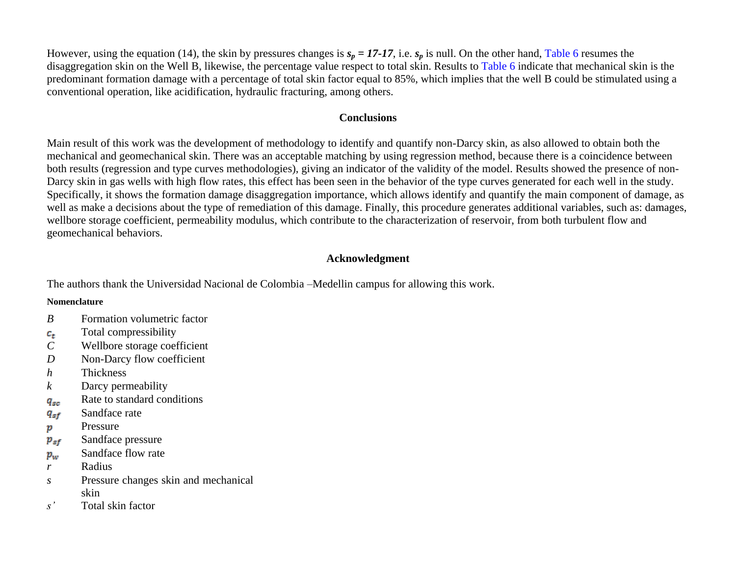However, using the equation (14), the skin by pressures changes is $s_p = 17\text{-}17$, i.e. $s_p$ is null. On the other hand, Table 6 resumes the disaggregation skin on the Well B, likewise, the percentage value respect to total skin. Results to Table 6 indicate that mechanical skin is the predominant formation damage with a percentage of total skin factor equal to 85%, which implies that the well B could be stimulated using a conventional operation, like acidification, hydraulic fracturing, among others.

## Conclusions

Main result of this work was the development of methodology to identify and quantify non-Darcy skin, as also allowed to obtain both the mechanical and geomechanical skin. There was an acceptable matching by using regression method, because there is a coincidence between both results (regression and type curves methodologies), giving an indicator of the validity of the model. Results showed the presence of non-Darcy skin in gas wells with high flow rates, this effect has been seen in the behavior of the type curves generated for each well in the study. Specifically, it shows the formation damage disaggregation importance, which allows identify and quantify the main component of damage, as well as make a decisions about the type of remediation of this damage. Finally, this procedure generates additional variables, such as: damages, wellbore storage coefficient, permeability modulus, which contribute to the characterization of reservoir, from both turbulent flow and geomechanical behaviors.

## Acknowledgment

The authors thank the Universidad Nacional de Colombia –Medellin campus for allowing this work.

### Nomenclature

- $B$ Formation volumetric factor
- $c_t$ Total compressibility
- $C$ Wellbore storage coefficient
- $D$ Non-Darcy flow coefficient
- $h$ Thickness
- $k$ Darcy permeability
- $q_{sc}$ Rate to standard conditions
- $q_{sf}$ Sandface rate
- $p$ Pressure
- $p_{sf}$ Sandface pressure
- $p_w$ Sandface flow rate
- $r$ Radius
- $s$ Pressure changes skin and mechanical skin
- $s'$ Total skin factor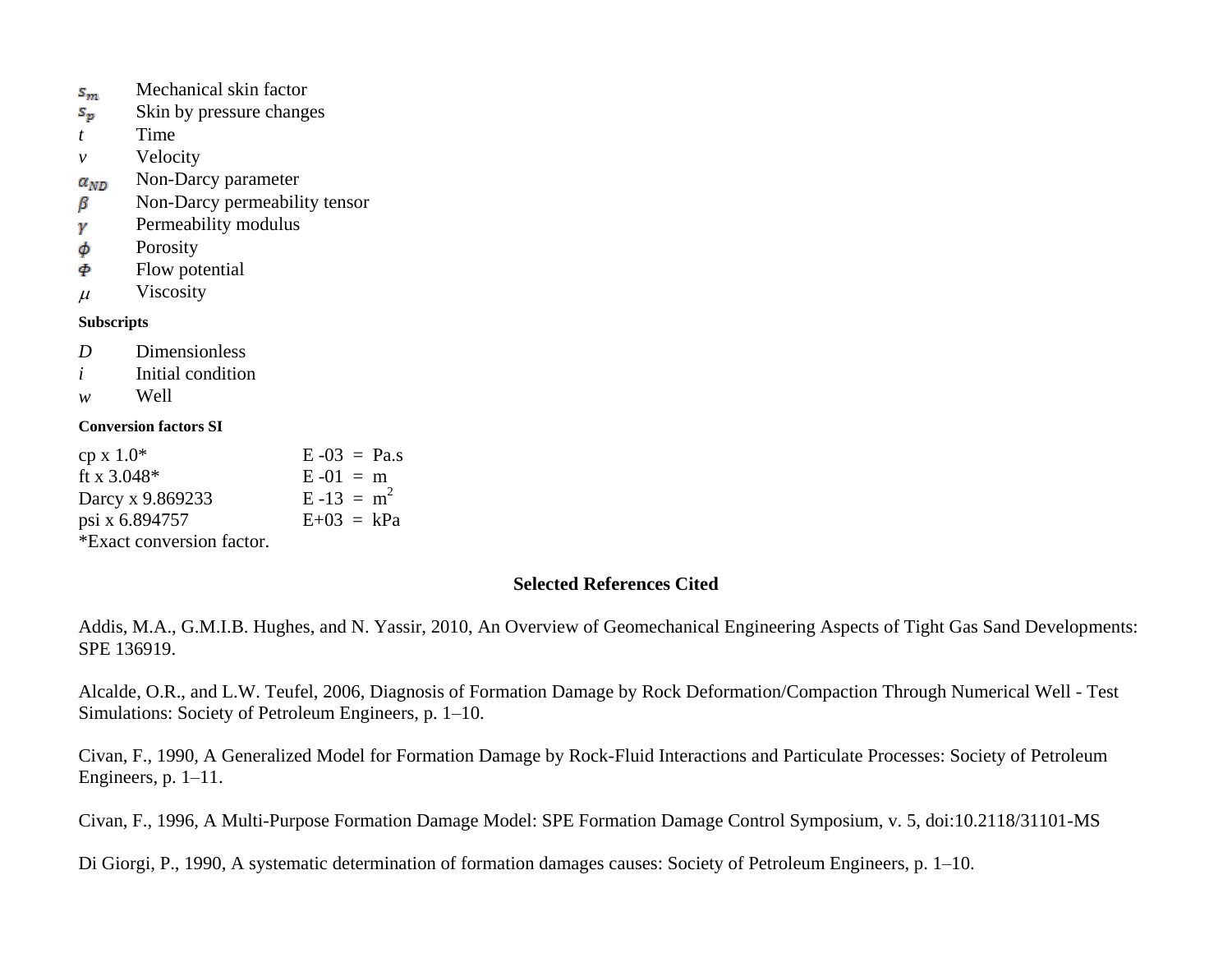$s_m$ Mechanical skin factor
$s_p$ Skin by pressure changes
$t$ Time
$v$ Velocity
$\alpha_{ND}$ Non-Darcy parameter
$\beta$ Non-Darcy permeability tensor
$\gamma$ Permeability modulus
$\phi$ Porosity
$\Phi$ Flow potential
$\mu$ Viscosity

**Subscripts**

$D$ Dimensionless
$i$ Initial condition
$w$ Well

**Conversion factors SI**

cp x 1.0* E -03 = Pa.s
ft x 3.048* E -01 = m
Darcy x 9.869233 E -13 = $m^2$
psi x 6.894757 E+03 = kPa
*Exact conversion factor.

## Selected References Cited

Addis, M.A., G.M.I.B. Hughes, and N. Yassir, 2010, An Overview of Geomechanical Engineering Aspects of Tight Gas Sand Developments: SPE 136919.

Alcalde, O.R., and L.W. Teufel, 2006, Diagnosis of Formation Damage by Rock Deformation/Compaction Through Numerical Well - Test Simulations: Society of Petroleum Engineers, p. 1–10.

Civan, F., 1990, A Generalized Model for Formation Damage by Rock-Fluid Interactions and Particulate Processes: Society of Petroleum Engineers, p. 1–11.

Civan, F., 1996, A Multi-Purpose Formation Damage Model: SPE Formation Damage Control Symposium, v. 5, doi:10.2118/31101-MS

Di Giorgi, P., 1990, A systematic determination of formation damages causes: Society of Petroleum Engineers, p. 1–10.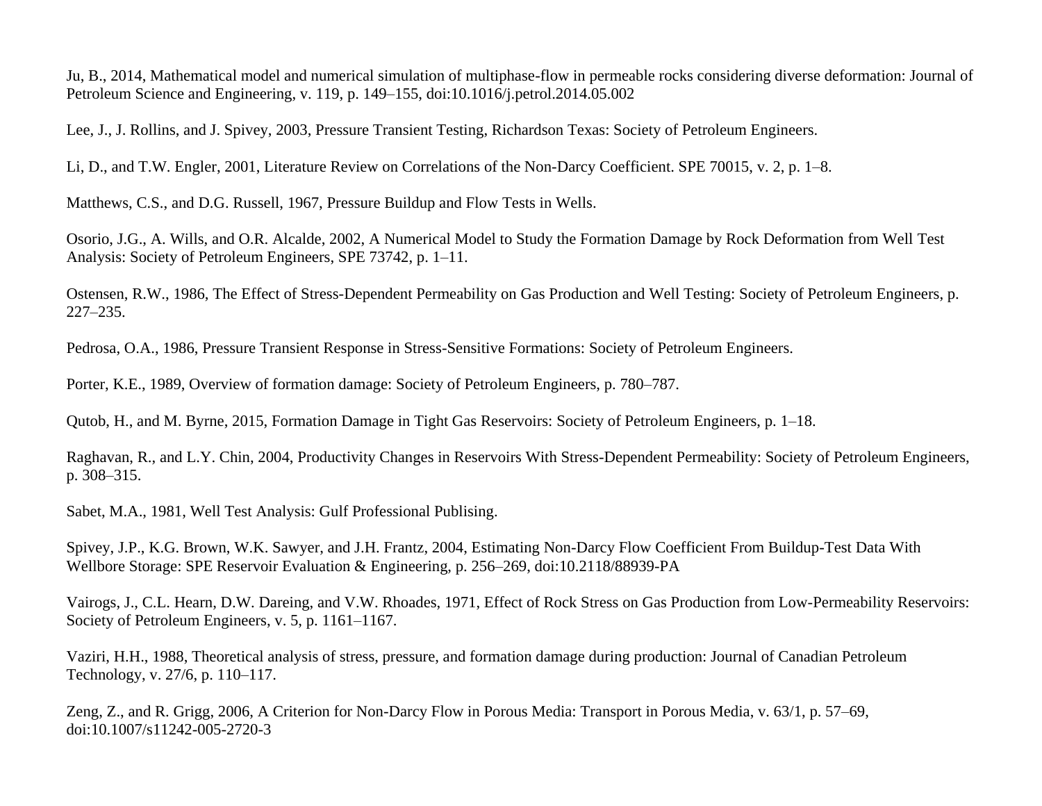Ju, B., 2014, Mathematical model and numerical simulation of multiphase-flow in permeable rocks considering diverse deformation: Journal of Petroleum Science and Engineering, v. 119, p. 149–155, doi:10.1016/j.petrol.2014.05.002

Lee, J., J. Rollins, and J. Spivey, 2003, Pressure Transient Testing, Richardson Texas: Society of Petroleum Engineers.

Li, D., and T.W. Engler, 2001, Literature Review on Correlations of the Non-Darcy Coefficient. SPE 70015, v. 2, p. 1–8.

Matthews, C.S., and D.G. Russell, 1967, Pressure Buildup and Flow Tests in Wells.

Osorio, J.G., A. Wills, and O.R. Alcalde, 2002, A Numerical Model to Study the Formation Damage by Rock Deformation from Well Test Analysis: Society of Petroleum Engineers, SPE 73742, p. 1–11.

Ostensen, R.W., 1986, The Effect of Stress-Dependent Permeability on Gas Production and Well Testing: Society of Petroleum Engineers, p. 227–235.

Pedrosa, O.A., 1986, Pressure Transient Response in Stress-Sensitive Formations: Society of Petroleum Engineers.

Porter, K.E., 1989, Overview of formation damage: Society of Petroleum Engineers, p. 780–787.

Qutob, H., and M. Byrne, 2015, Formation Damage in Tight Gas Reservoirs: Society of Petroleum Engineers, p. 1–18.

Raghavan, R., and L.Y. Chin, 2004, Productivity Changes in Reservoirs With Stress-Dependent Permeability: Society of Petroleum Engineers, p. 308–315.

Sabet, M.A., 1981, Well Test Analysis: Gulf Professional Publising.

Spivey, J.P., K.G. Brown, W.K. Sawyer, and J.H. Frantz, 2004, Estimating Non-Darcy Flow Coefficient From Buildup-Test Data With Wellbore Storage: SPE Reservoir Evaluation & Engineering, p. 256–269, doi:10.2118/88939-PA

Vairogs, J., C.L. Hearn, D.W. Dareing, and V.W. Rhoades, 1971, Effect of Rock Stress on Gas Production from Low-Permeability Reservoirs: Society of Petroleum Engineers, v. 5, p. 1161–1167.

Vaziri, H.H., 1988, Theoretical analysis of stress, pressure, and formation damage during production: Journal of Canadian Petroleum Technology, v. 27/6, p. 110–117.

Zeng, Z., and R. Grigg, 2006, A Criterion for Non-Darcy Flow in Porous Media: Transport in Porous Media, v. 63/1, p. 57–69, doi:10.1007/s11242-005-2720-3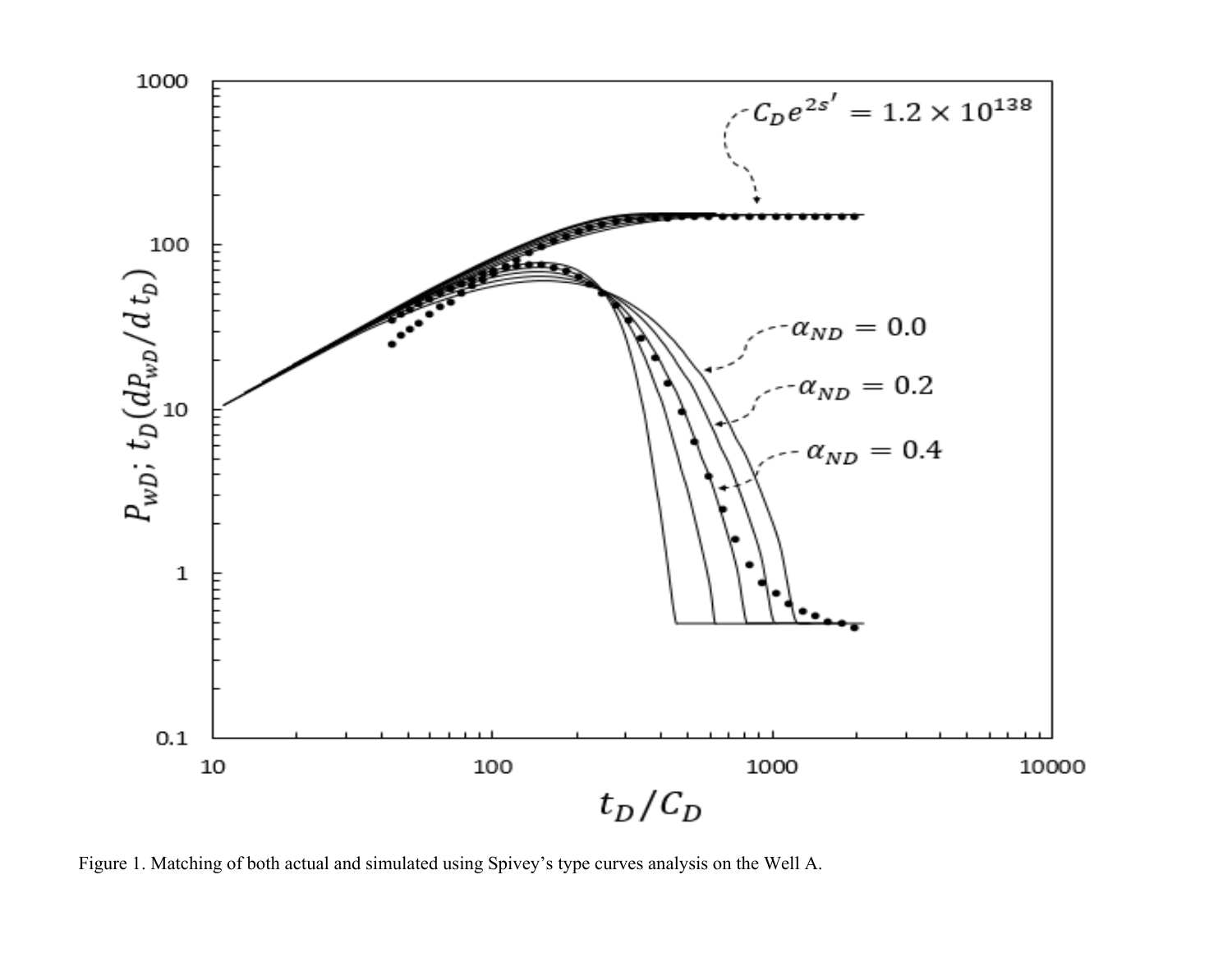Figure 1. Matching of both actual and simulated using Spivey's type curves analysis on the Well A.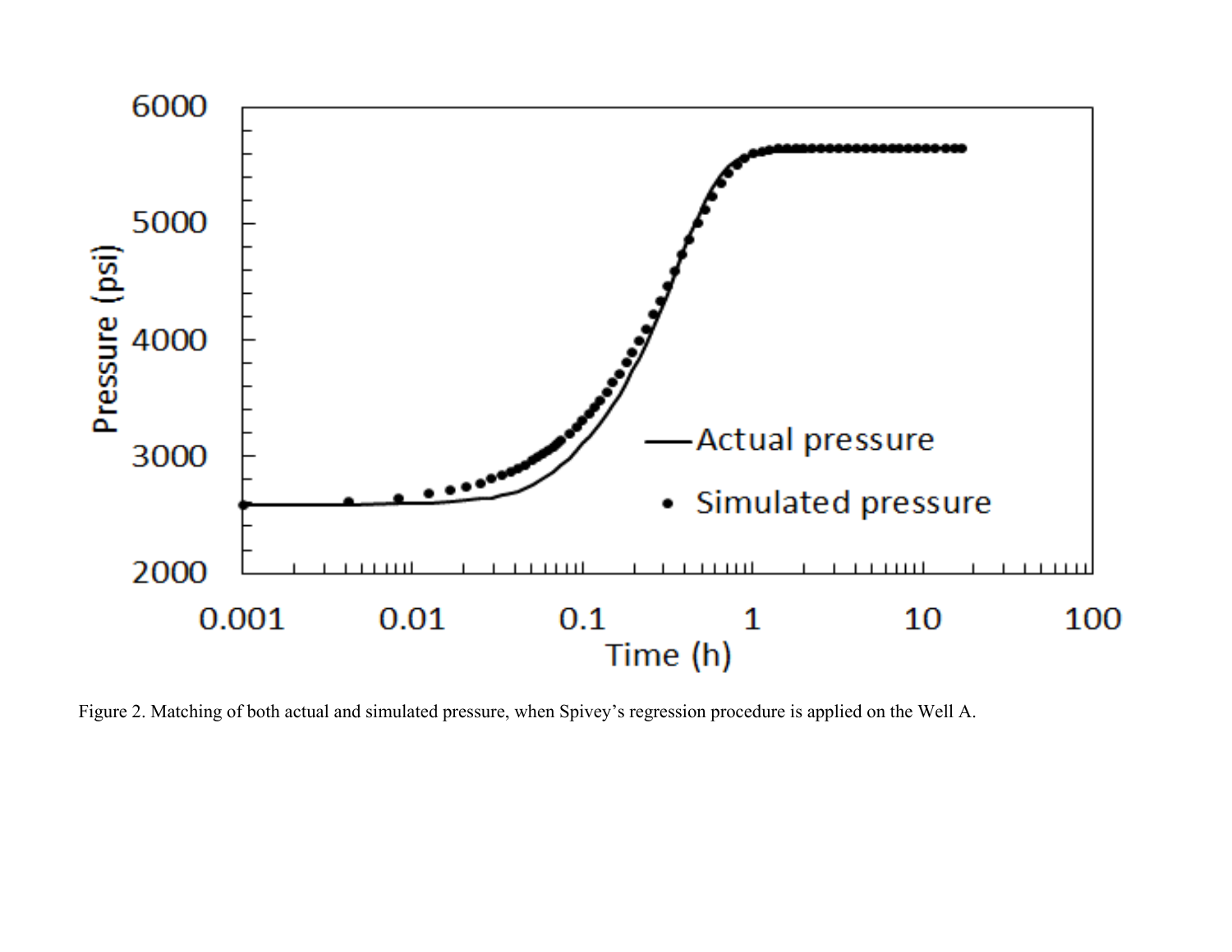Figure 2. Matching of both actual and simulated pressure, when Spivey's regression procedure is applied on the Well A.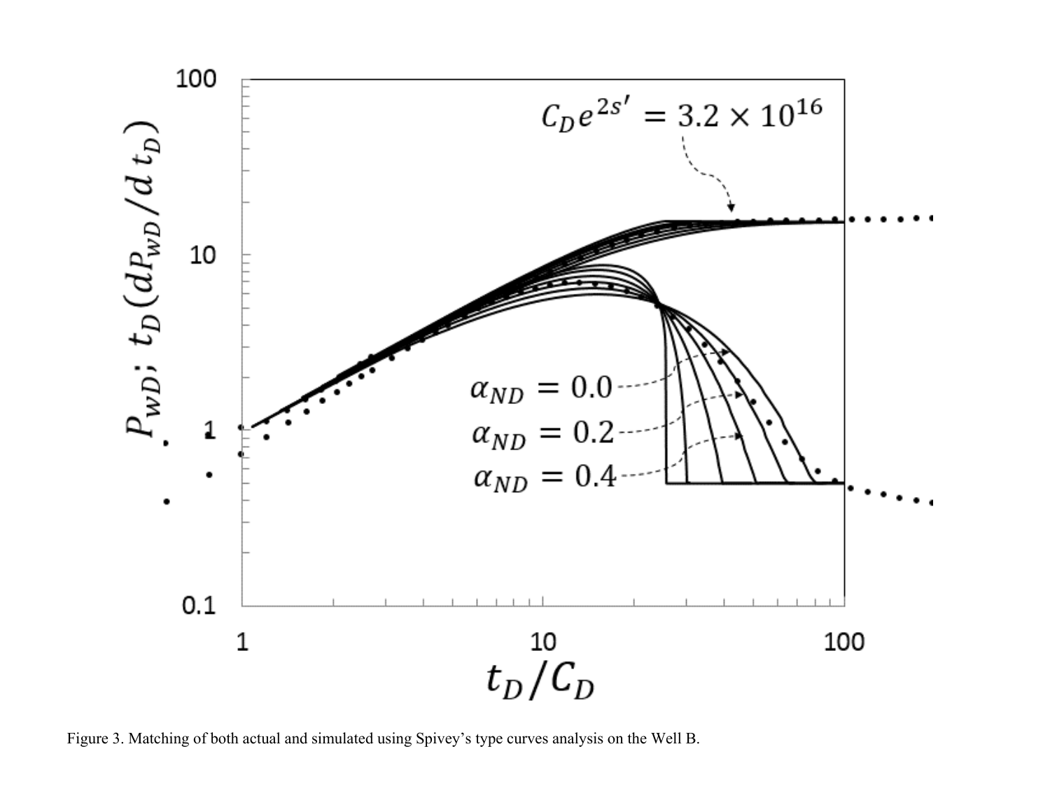Figure 3. Matching of both actual and simulated using Spivey's type curves analysis on the Well B.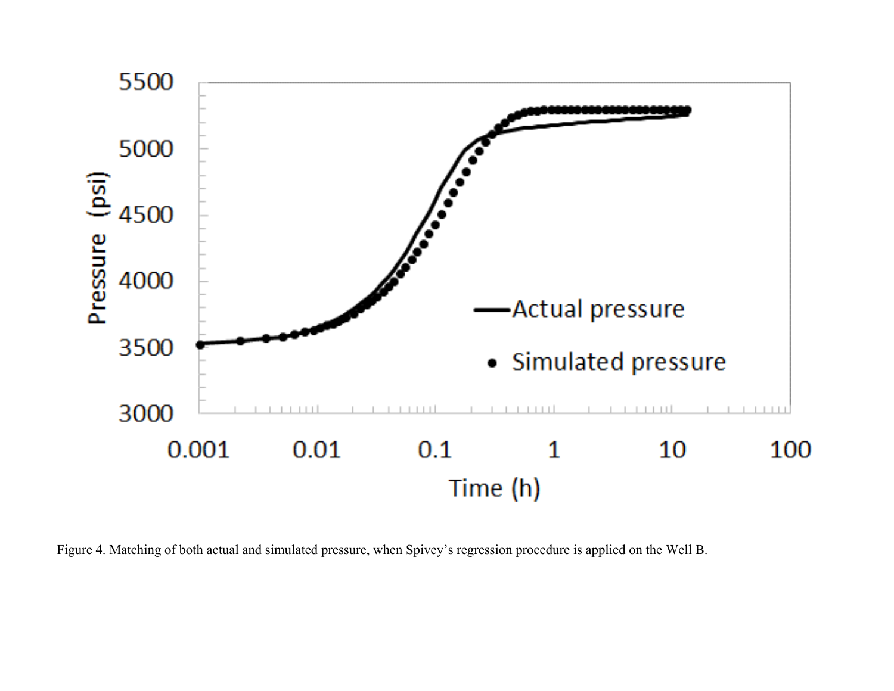Figure 4. Matching of both actual and simulated pressure, when Spivey's regression procedure is applied on the Well B.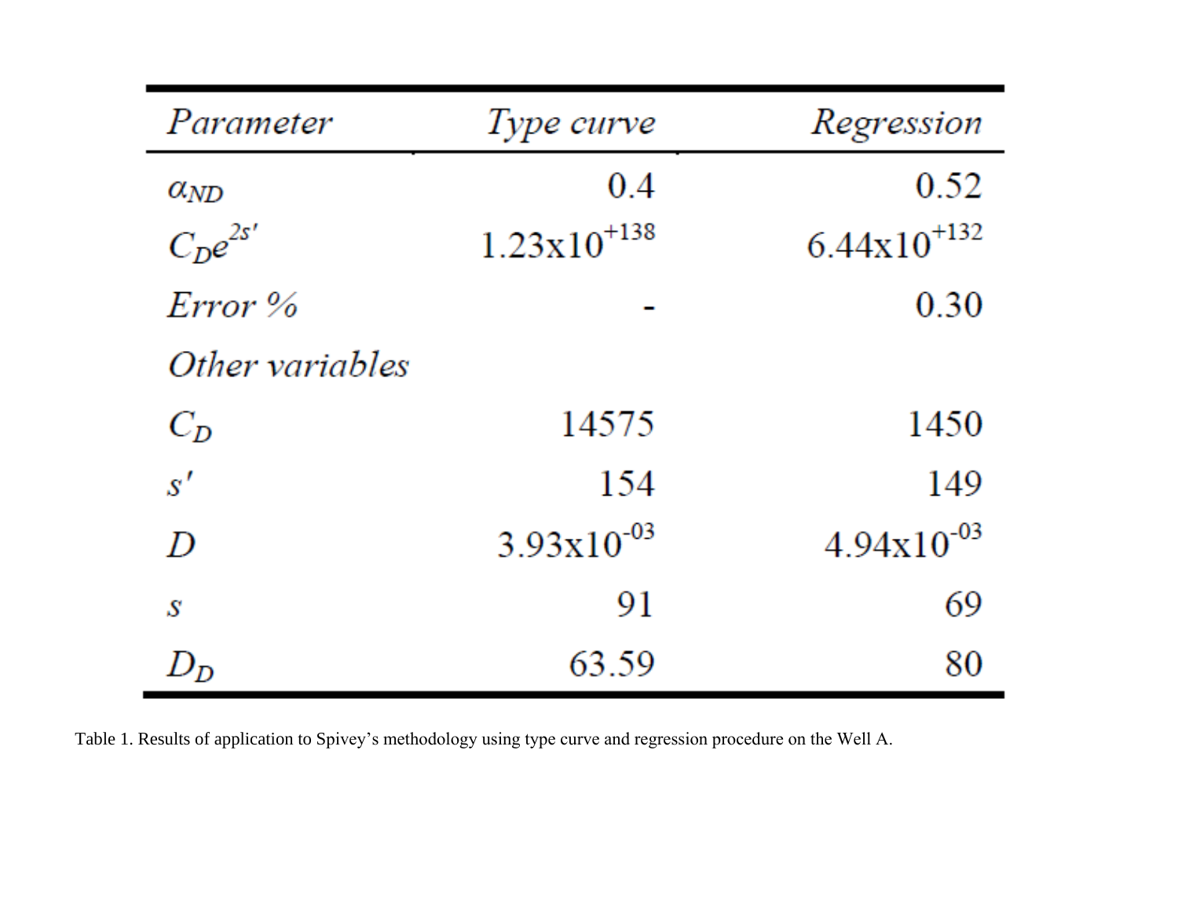| *Parameter* | *Type curve* | *Regression* |
|---|---|---|
| $\alpha_{ND}$ | 0.4 | 0.52 |
| $C_D e^{2s'}$ | $1.23\text{x}10^{+138}$ | $6.44\text{x}10^{+132}$ |
| *Error %* | - | 0.30 |
| *Other variables* | | |
| $C_D$ | 14575 | 1450 |
| $s'$ | 154 | 149 |
| $D$ | $3.93\text{x}10^{-03}$ | $4.94\text{x}10^{-03}$ |
| $s$ | 91 | 69 |
| $D_D$ | 63.59 | 80 |

Table 1. Results of application to Spivey's methodology using type curve and regression procedure on the Well A.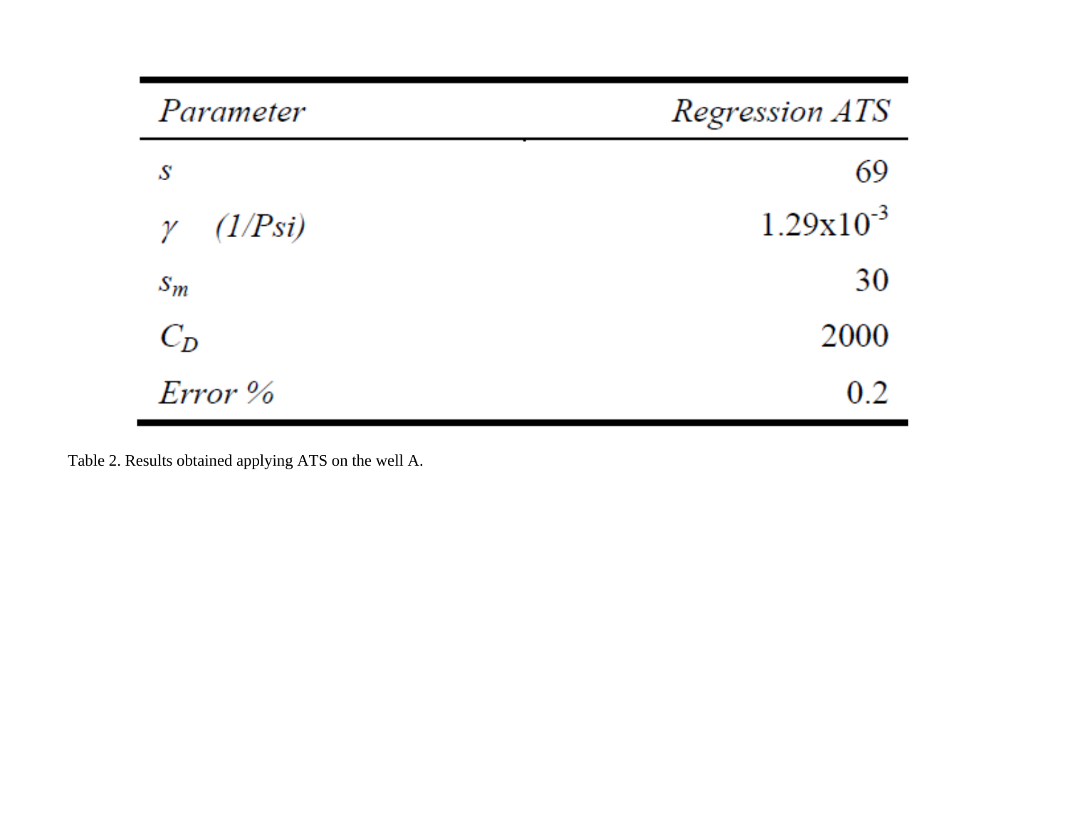| *Parameter* | *Regression ATS* |
| --- | --- |
| $s$ | 69 |
| $\gamma$ *(1/Psi)* | $1.29 \times 10^{-3}$ |
| $s_m$ | 30 |
| $C_D$ | 2000 |
| *Error %* | 0.2 |

Table 2. Results obtained applying ATS on the well A.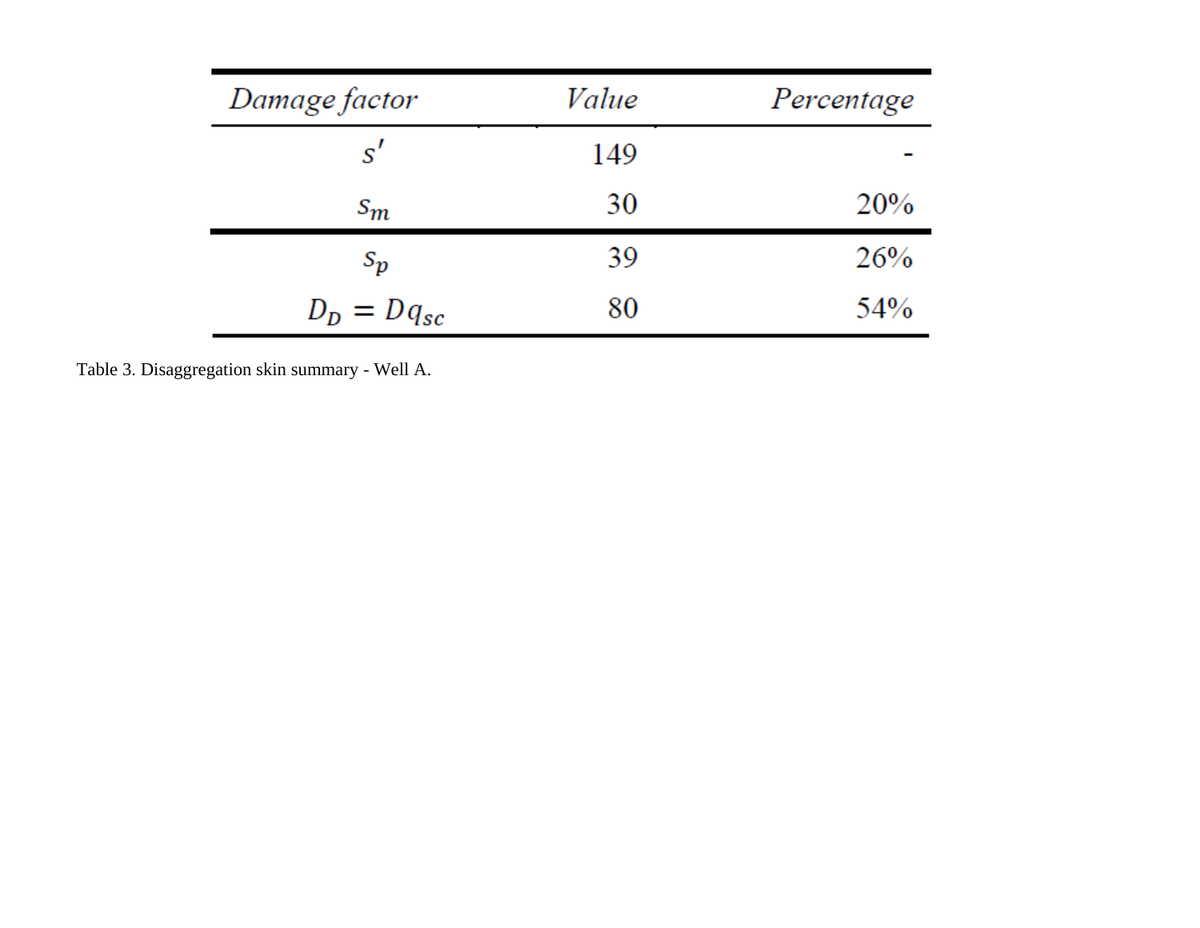| *Damage factor* | *Value* | *Percentage* |
|---|---|---|
| $s'$ | 149 | - |
| $s_m$ | 30 | 20% |
| $s_p$ | 39 | 26% |
| $D_D = Dq_{sc}$ | 80 | 54% |

Table 3. Disaggregation skin summary - Well A.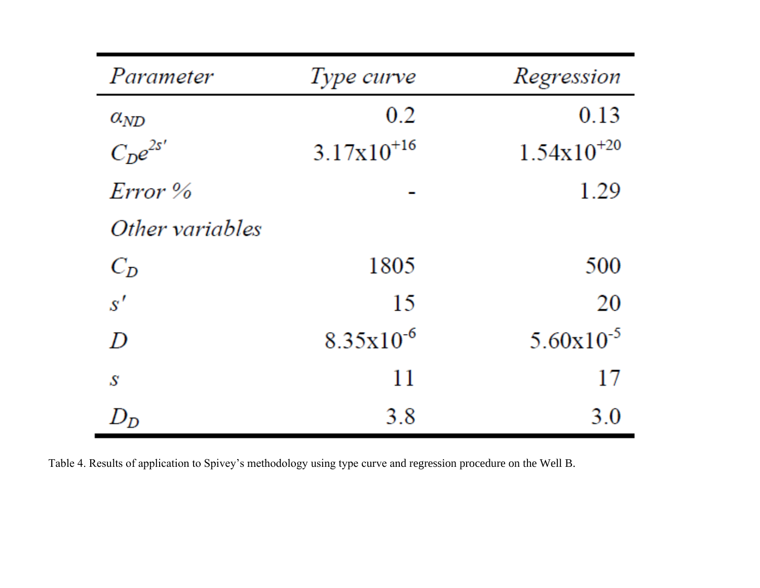| *Parameter* | *Type curve* | *Regression* |
|---|---|---|
| $\alpha_{ND}$ | 0.2 | 0.13 |
| $C_D e^{2s'}$ | $3.17 \times 10^{+16}$ | $1.54 \times 10^{+20}$ |
| *Error %* | - | 1.29 |
| *Other variables* | | |
| $C_D$ | 1805 | 500 |
| $s'$ | 15 | 20 |
| $D$ | $8.35 \times 10^{-6}$ | $5.60 \times 10^{-5}$ |
| $s$ | 11 | 17 |
| $D_D$ | 3.8 | 3.0 |

Table 4. Results of application to Spivey's methodology using type curve and regression procedure on the Well B.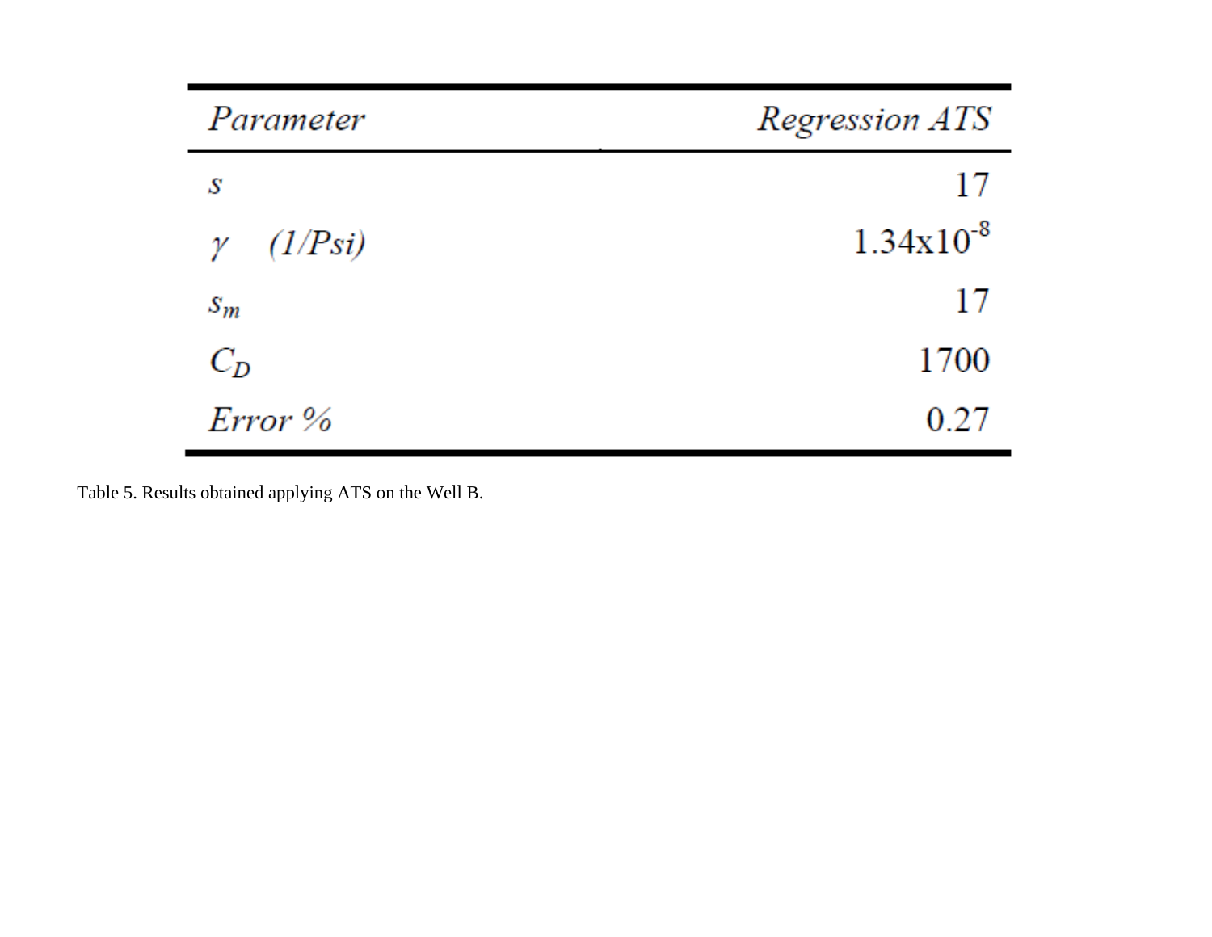| *Parameter* | *Regression ATS* |
|---|---|
| $s$ | 17 |
| $\gamma$ *(1/Psi)* | $1.34 \times 10^{-8}$ |
| $s_m$ | 17 |
| $C_D$ | 1700 |
| *Error %* | 0.27 |

Table 5. Results obtained applying ATS on the Well B.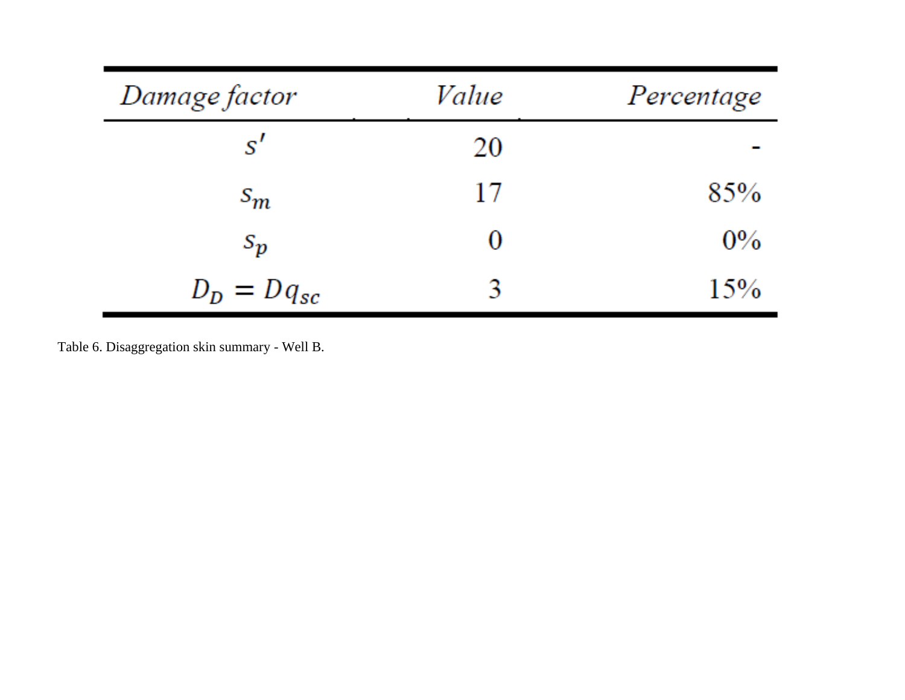| *Damage factor* | *Value* | *Percentage* |
|---|---|---|
| $s'$ | 20 | - |
| $s_m$ | 17 | 85% |
| $s_p$ | 0 | 0% |
| $D_D = Dq_{sc}$ | 3 | 15% |

Table 6. Disaggregation skin summary - Well B.